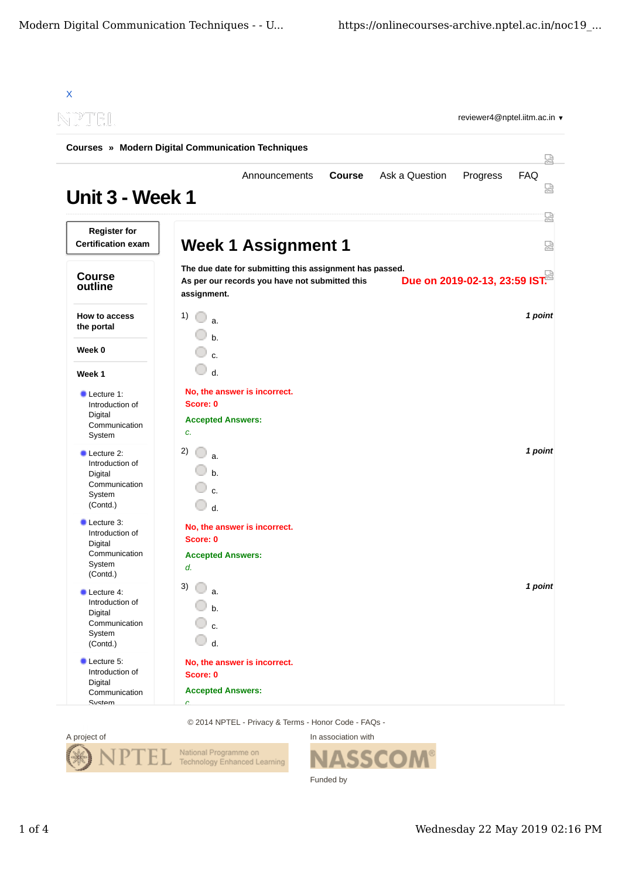X

reviewer4@nptel.iitm.ac.in ▼

**Courses** » **Modern Digital Communication Techniques**

Announcements **Course** Ask a Question Progress FAQ

# Unit 3 - Week 1

**Register for Certification exam**

## Course outline

**How to access the portal**

**Week 0**

**Week 1**

- Lecture 1: Introduction of Digital Communication System
- Lecture 2: Introduction of Digital Communication System (Contd.)
- Lecture 3: Introduction of Digital Communication System (Contd.)
- Lecture 4: Introduction of Digital Communication System (Contd.)
- Lecture 5: Introduction of Digital Communication System

## Week 1 Assignment 1

**The due date for submitting this assignment has passed.**
**As per our records you have not submitted this assignment.**

**Due on 2019-02-13, 23:59 IST.**

1) *1 point*

- a.
- b.
- c.
- d.

**No, the answer is incorrect.**
**Score: 0**

**Accepted Answers:**
*c.*

2) *1 point*

- a.
- b.
- c.
- d.

**No, the answer is incorrect.**
**Score: 0**

**Accepted Answers:**
*d.*

3) *1 point*

- a.
- b.
- c.
- d.

**No, the answer is incorrect.**
**Score: 0**

**Accepted Answers:**
*c.*

© 2014 NPTEL - Privacy & Terms - Honor Code - FAQs -

A project of

NPTEL National Programme on Technology Enhanced Learning

In association with

NASSCOM®

Funded by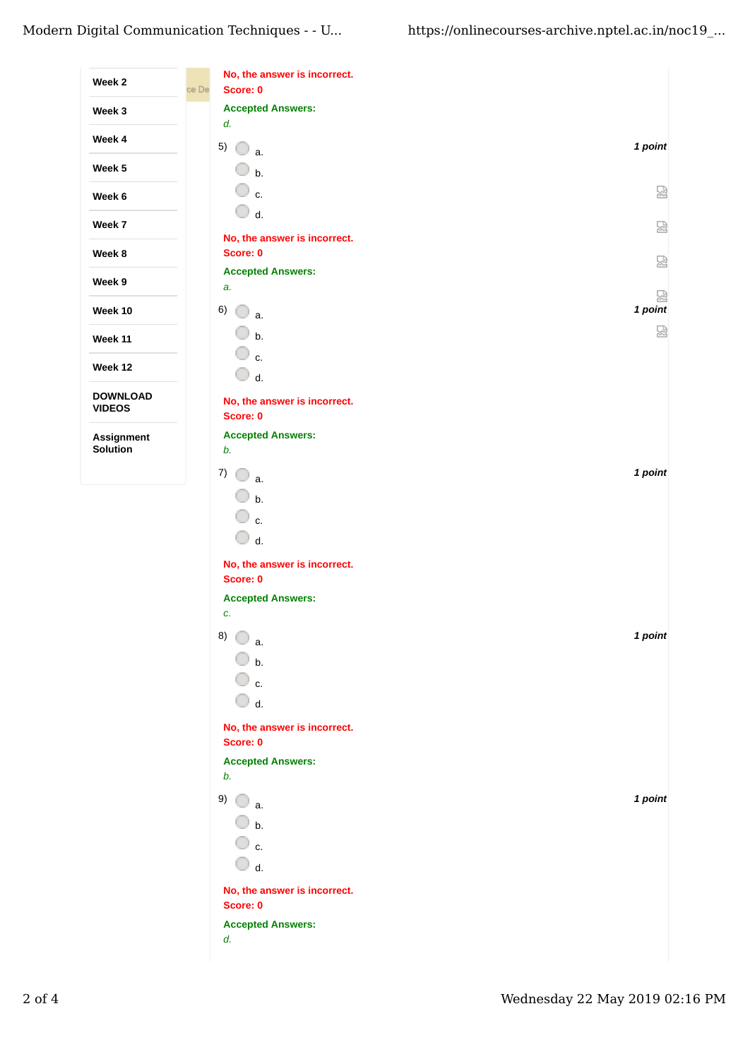- Week 2
- Week 3
- Week 4
- Week 5
- Week 6
- Week 7
- Week 8
- Week 9
- Week 10
- Week 11
- Week 12
- DOWNLOAD VIDEOS
- Assignment Solution

No, the answer is incorrect.
Score: 0

Accepted Answers:
*d.*

5) *1 point*

- a.
- b.
- c.
- d.

No, the answer is incorrect.
Score: 0

Accepted Answers:
*a.*

6) *1 point*

- a.
- b.
- c.
- d.

No, the answer is incorrect.
Score: 0

Accepted Answers:
*b.*

7) *1 point*

- a.
- b.
- c.
- d.

No, the answer is incorrect.
Score: 0

Accepted Answers:
*c.*

8) *1 point*

- a.
- b.
- c.
- d.

No, the answer is incorrect.
Score: 0

Accepted Answers:
*b.*

9) *1 point*

- a.
- b.
- c.
- d.

No, the answer is incorrect.
Score: 0

Accepted Answers:
*d.*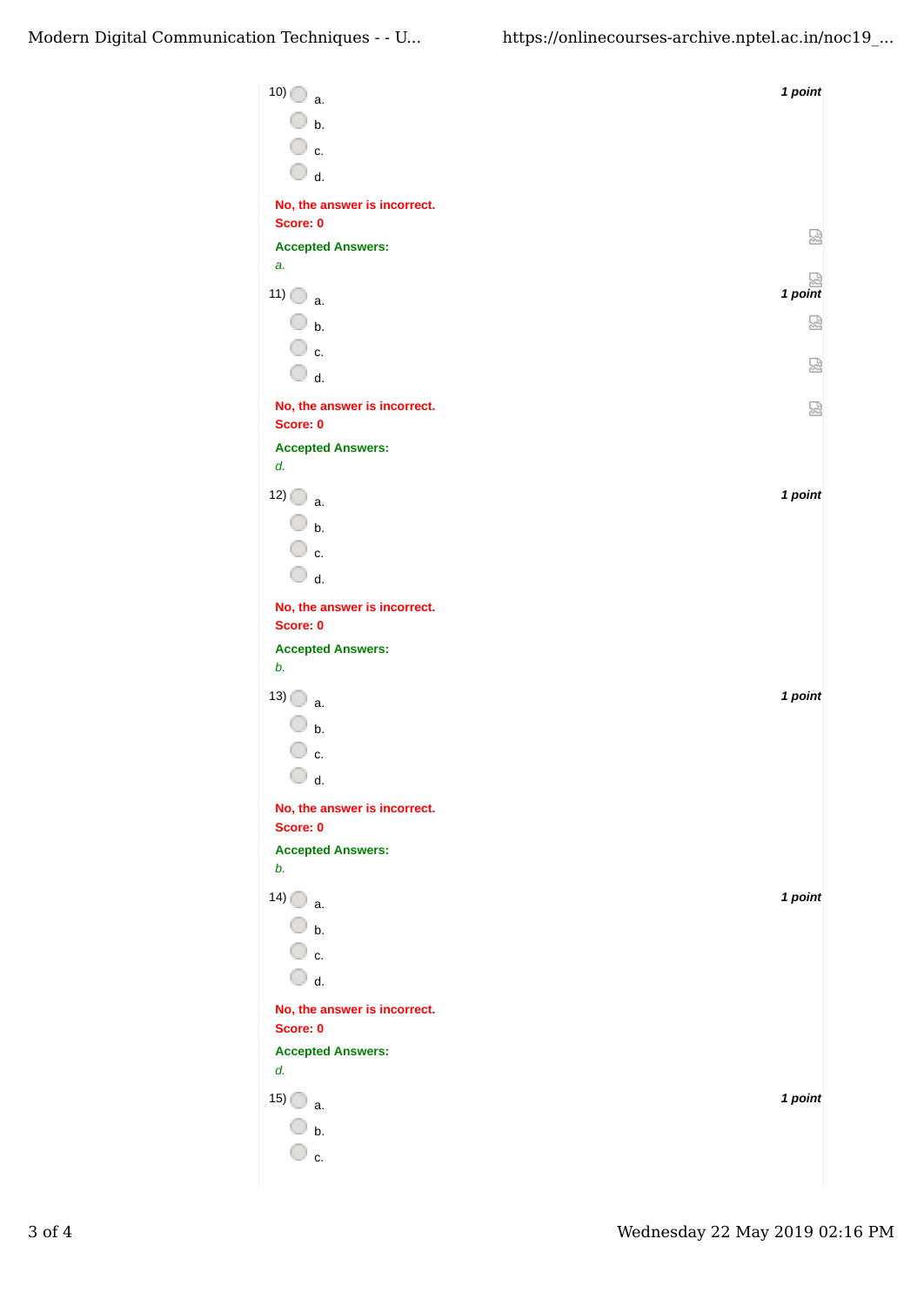10) 1 point

- a.
- b.
- c.
- d.

**No, the answer is incorrect.**
**Score: 0**

**Accepted Answers:**
*a.*

11) 1 point

- a.
- b.
- c.
- d.

**No, the answer is incorrect.**
**Score: 0**

**Accepted Answers:**
*d.*

12) 1 point

- a.
- b.
- c.
- d.

**No, the answer is incorrect.**
**Score: 0**

**Accepted Answers:**
*b.*

13) 1 point

- a.
- b.
- c.
- d.

**No, the answer is incorrect.**
**Score: 0**

**Accepted Answers:**
*b.*

14) 1 point

- a.
- b.
- c.
- d.

**No, the answer is incorrect.**
**Score: 0**

**Accepted Answers:**
*d.*

15) 1 point

- a.
- b.
- c.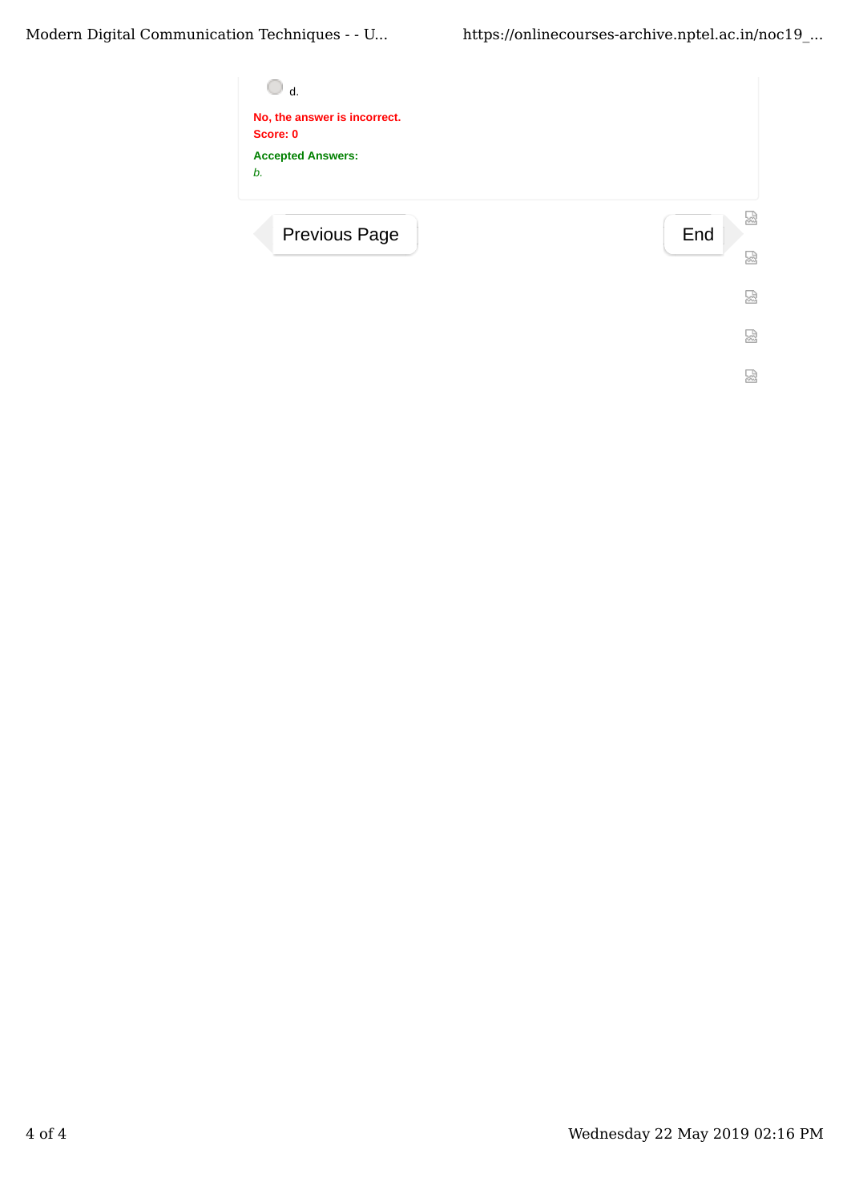d.

**No, the answer is incorrect.**
**Score: 0**

**Accepted Answers:**
*b.*

Previous Page

End